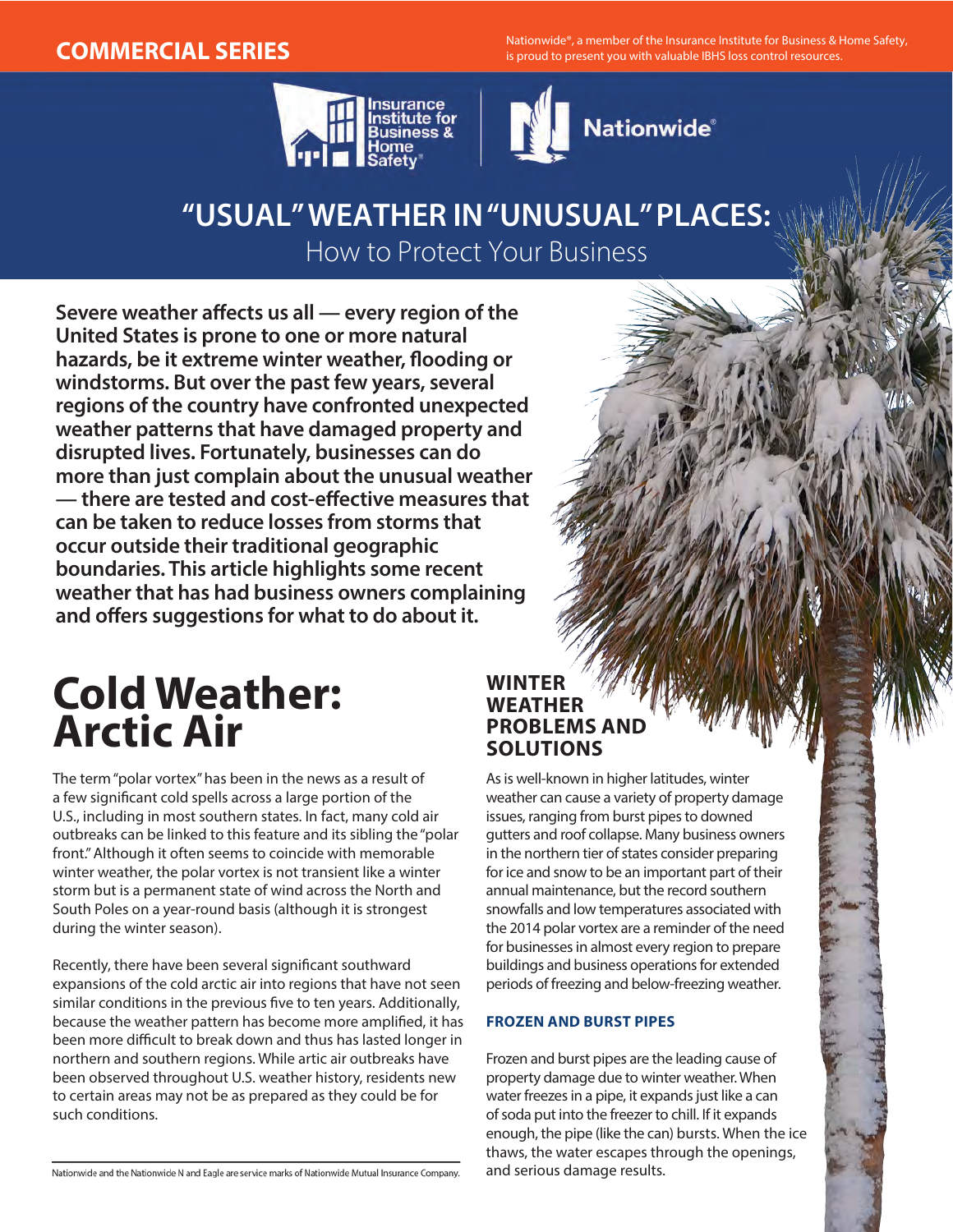**COMMERCIAL SERIES**

Nationwide®, a member of the Insurance Institute for Business & Home Safety, is proud to present you with valuable IBHS loss control resources.

# "USUAL" WEATHER IN "UNUSUAL" PLACES:

## How to Protect Your Business

**Severe weather affects us all — every region of the United States is prone to one or more natural hazards, be it extreme winter weather, flooding or windstorms. But over the past few years, several regions of the country have confronted unexpected weather patterns that have damaged property and disrupted lives. Fortunately, businesses can do more than just complain about the unusual weather — there are tested and cost-effective measures that can be taken to reduce losses from storms that occur outside their traditional geographic boundaries. This article highlights some recent weather that has had business owners complaining and offers suggestions for what to do about it.**

# Cold Weather: Arctic Air

The term "polar vortex" has been in the news as a result of a few significant cold spells across a large portion of the U.S., including in most southern states. In fact, many cold air outbreaks can be linked to this feature and its sibling the "polar front." Although it often seems to coincide with memorable winter weather, the polar vortex is not transient like a winter storm but is a permanent state of wind across the North and South Poles on a year-round basis (although it is strongest during the winter season).

Recently, there have been several significant southward expansions of the cold arctic air into regions that have not seen similar conditions in the previous five to ten years. Additionally, because the weather pattern has become more amplified, it has been more difficult to break down and thus has lasted longer in northern and southern regions. While artic air outbreaks have been observed throughout U.S. weather history, residents new to certain areas may not be as prepared as they could be for such conditions.

Nationwide and the Nationwide N and Eagle are service marks of Nationwide Mutual Insurance Company.

## WINTER WEATHER PROBLEMS AND SOLUTIONS

As is well-known in higher latitudes, winter weather can cause a variety of property damage issues, ranging from burst pipes to downed gutters and roof collapse. Many business owners in the northern tier of states consider preparing for ice and snow to be an important part of their annual maintenance, but the record southern snowfalls and low temperatures associated with the 2014 polar vortex are a reminder of the need for businesses in almost every region to prepare buildings and business operations for extended periods of freezing and below-freezing weather.

### FROZEN AND BURST PIPES

Frozen and burst pipes are the leading cause of property damage due to winter weather. When water freezes in a pipe, it expands just like a can of soda put into the freezer to chill. If it expands enough, the pipe (like the can) bursts. When the ice thaws, the water escapes through the openings, and serious damage results.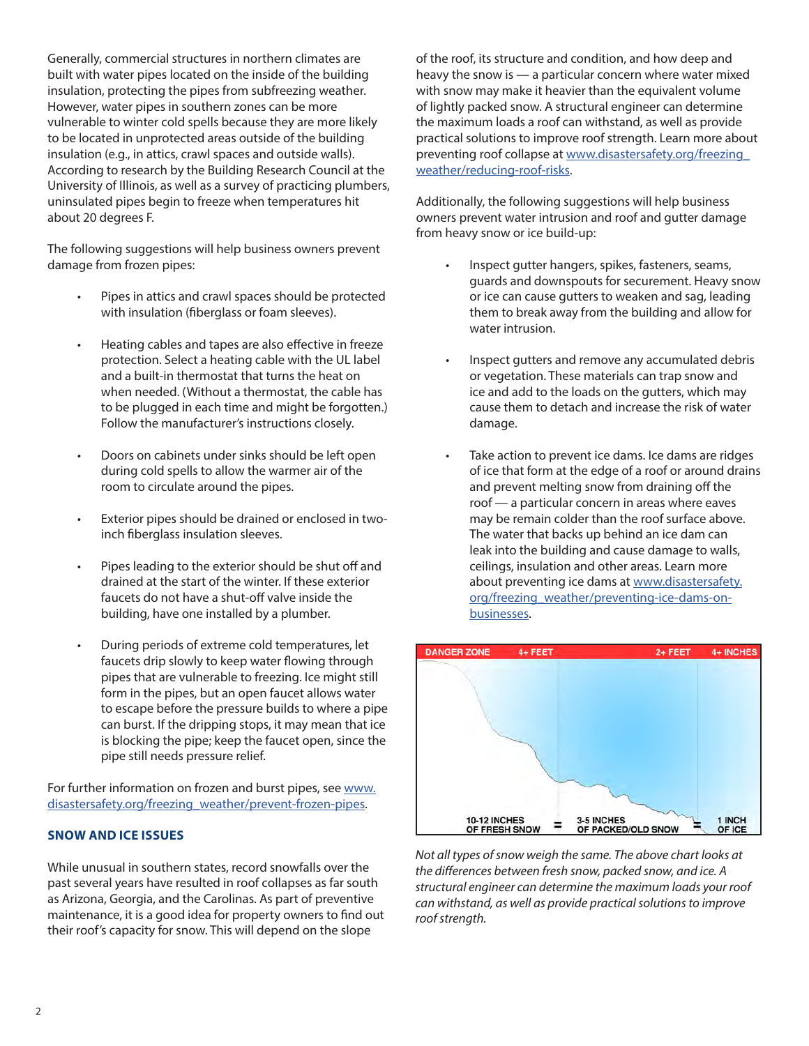Generally, commercial structures in northern climates are built with water pipes located on the inside of the building insulation, protecting the pipes from subfreezing weather. However, water pipes in southern zones can be more vulnerable to winter cold spells because they are more likely to be located in unprotected areas outside of the building insulation (e.g., in attics, crawl spaces and outside walls). According to research by the Building Research Council at the University of Illinois, as well as a survey of practicing plumbers, uninsulated pipes begin to freeze when temperatures hit about 20 degrees F.

The following suggestions will help business owners prevent damage from frozen pipes:

- Pipes in attics and crawl spaces should be protected with insulation (fiberglass or foam sleeves).
- Heating cables and tapes are also effective in freeze protection. Select a heating cable with the UL label and a built-in thermostat that turns the heat on when needed. (Without a thermostat, the cable has to be plugged in each time and might be forgotten.) Follow the manufacturer's instructions closely.
- Doors on cabinets under sinks should be left open during cold spells to allow the warmer air of the room to circulate around the pipes.
- Exterior pipes should be drained or enclosed in two-inch fiberglass insulation sleeves.
- Pipes leading to the exterior should be shut off and drained at the start of the winter. If these exterior faucets do not have a shut-off valve inside the building, have one installed by a plumber.
- During periods of extreme cold temperatures, let faucets drip slowly to keep water flowing through pipes that are vulnerable to freezing. Ice might still form in the pipes, but an open faucet allows water to escape before the pressure builds to where a pipe can burst. If the dripping stops, it may mean that ice is blocking the pipe; keep the faucet open, since the pipe still needs pressure relief.

For further information on frozen and burst pipes, see www.disastersafety.org/freezing_weather/prevent-frozen-pipes.

## SNOW AND ICE ISSUES

While unusual in southern states, record snowfalls over the past several years have resulted in roof collapses as far south as Arizona, Georgia, and the Carolinas. As part of preventive maintenance, it is a good idea for property owners to find out their roof's capacity for snow. This will depend on the slope of the roof, its structure and condition, and how deep and heavy the snow is — a particular concern where water mixed with snow may make it heavier than the equivalent volume of lightly packed snow. A structural engineer can determine the maximum loads a roof can withstand, as well as provide practical solutions to improve roof strength. Learn more about preventing roof collapse at www.disastersafety.org/freezing_weather/reducing-roof-risks.

Additionally, the following suggestions will help business owners prevent water intrusion and roof and gutter damage from heavy snow or ice build-up:

- Inspect gutter hangers, spikes, fasteners, seams, guards and downspouts for securement. Heavy snow or ice can cause gutters to weaken and sag, leading them to break away from the building and allow for water intrusion.
- Inspect gutters and remove any accumulated debris or vegetation. These materials can trap snow and ice and add to the loads on the gutters, which may cause them to detach and increase the risk of water damage.
- Take action to prevent ice dams. Ice dams are ridges of ice that form at the edge of a roof or around drains and prevent melting snow from draining off the roof — a particular concern in areas where eaves may be remain colder than the roof surface above. The water that backs up behind an ice dam can leak into the building and cause damage to walls, ceilings, insulation and other areas. Learn more about preventing ice dams at www.disastersafety.org/freezing_weather/preventing-ice-dams-on-businesses.

DANGER ZONE: 4+ FEET | 2+ FEET | 4+ INCHES

10-12 INCHES OF FRESH SNOW = 3-5 INCHES OF PACKED/OLD SNOW = 1 INCH OF ICE

*Not all types of snow weigh the same. The above chart looks at the differences between fresh snow, packed snow, and ice. A structural engineer can determine the maximum loads your roof can withstand, as well as provide practical solutions to improve roof strength.*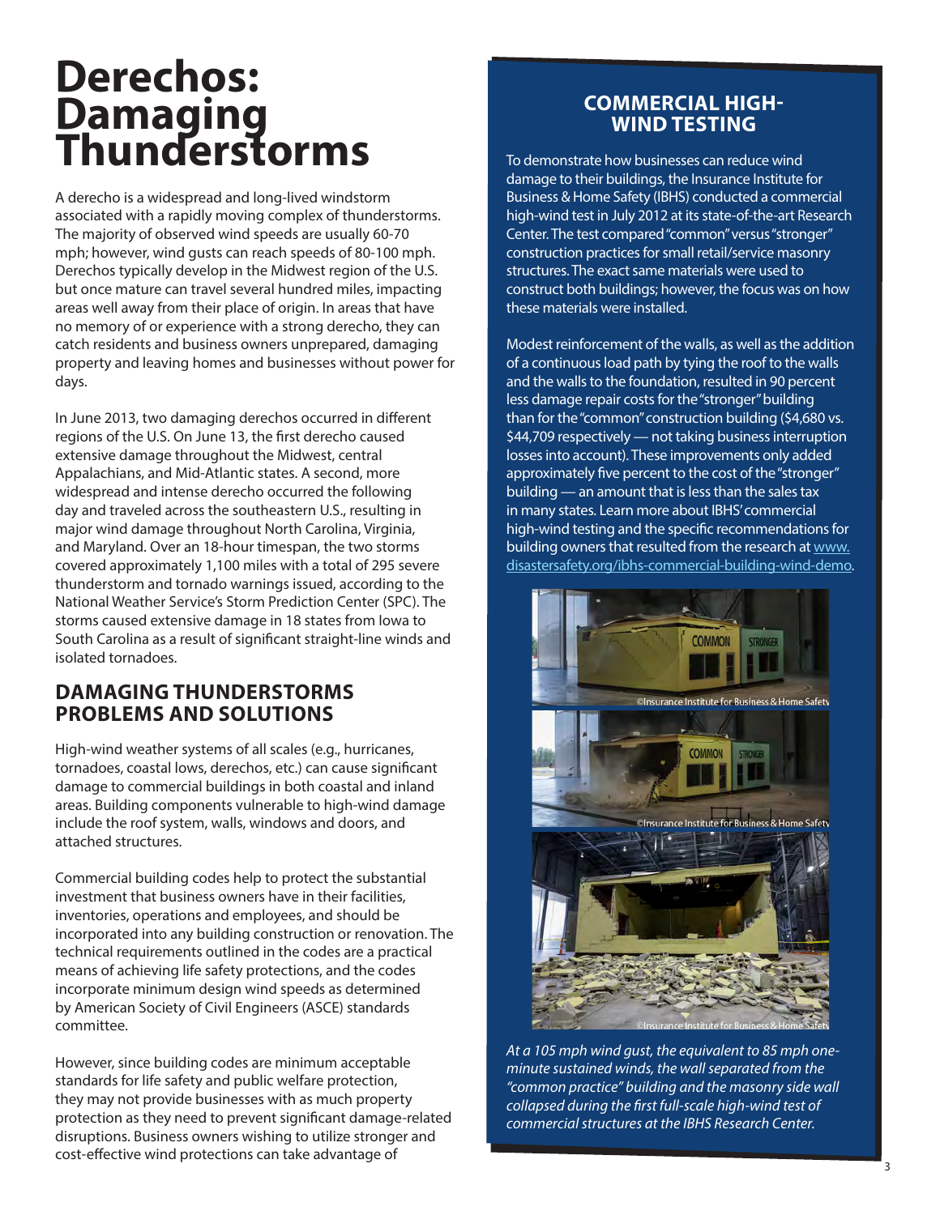# Derechos: Damaging Thunderstorms

A derecho is a widespread and long-lived windstorm associated with a rapidly moving complex of thunderstorms. The majority of observed wind speeds are usually 60-70 mph; however, wind gusts can reach speeds of 80-100 mph. Derechos typically develop in the Midwest region of the U.S. but once mature can travel several hundred miles, impacting areas well away from their place of origin. In areas that have no memory of or experience with a strong derecho, they can catch residents and business owners unprepared, damaging property and leaving homes and businesses without power for days.

In June 2013, two damaging derechos occurred in different regions of the U.S. On June 13, the first derecho caused extensive damage throughout the Midwest, central Appalachians, and Mid-Atlantic states. A second, more widespread and intense derecho occurred the following day and traveled across the southeastern U.S., resulting in major wind damage throughout North Carolina, Virginia, and Maryland. Over an 18-hour timespan, the two storms covered approximately 1,100 miles with a total of 295 severe thunderstorm and tornado warnings issued, according to the National Weather Service's Storm Prediction Center (SPC). The storms caused extensive damage in 18 states from Iowa to South Carolina as a result of significant straight-line winds and isolated tornadoes.

## DAMAGING THUNDERSTORMS PROBLEMS AND SOLUTIONS

High-wind weather systems of all scales (e.g., hurricanes, tornadoes, coastal lows, derechos, etc.) can cause significant damage to commercial buildings in both coastal and inland areas. Building components vulnerable to high-wind damage include the roof system, walls, windows and doors, and attached structures.

Commercial building codes help to protect the substantial investment that business owners have in their facilities, inventories, operations and employees, and should be incorporated into any building construction or renovation. The technical requirements outlined in the codes are a practical means of achieving life safety protections, and the codes incorporate minimum design wind speeds as determined by American Society of Civil Engineers (ASCE) standards committee.

However, since building codes are minimum acceptable standards for life safety and public welfare protection, they may not provide businesses with as much property protection as they need to prevent significant damage-related disruptions. Business owners wishing to utilize stronger and cost-effective wind protections can take advantage of

## COMMERCIAL HIGH-WIND TESTING

To demonstrate how businesses can reduce wind damage to their buildings, the Insurance Institute for Business & Home Safety (IBHS) conducted a commercial high-wind test in July 2012 at its state-of-the-art Research Center. The test compared "common" versus "stronger" construction practices for small retail/service masonry structures. The exact same materials were used to construct both buildings; however, the focus was on how these materials were installed.

Modest reinforcement of the walls, as well as the addition of a continuous load path by tying the roof to the walls and the walls to the foundation, resulted in 90 percent less damage repair costs for the "stronger" building than for the "common" construction building ($4,680 vs. $44,709 respectively — not taking business interruption losses into account). These improvements only added approximately five percent to the cost of the "stronger" building — an amount that is less than the sales tax in many states. Learn more about IBHS' commercial high-wind testing and the specific recommendations for building owners that resulted from the research at www.disastersafety.org/ibhs-commercial-building-wind-demo.

©Insurance Institute for Business & Home Safety

©Insurance Institute for Business & Home Safety

©Insurance Institute for Business & Home Safety

*At a 105 mph wind gust, the equivalent to 85 mph one-minute sustained winds, the wall separated from the "common practice" building and the masonry side wall collapsed during the first full-scale high-wind test of commercial structures at the IBHS Research Center.*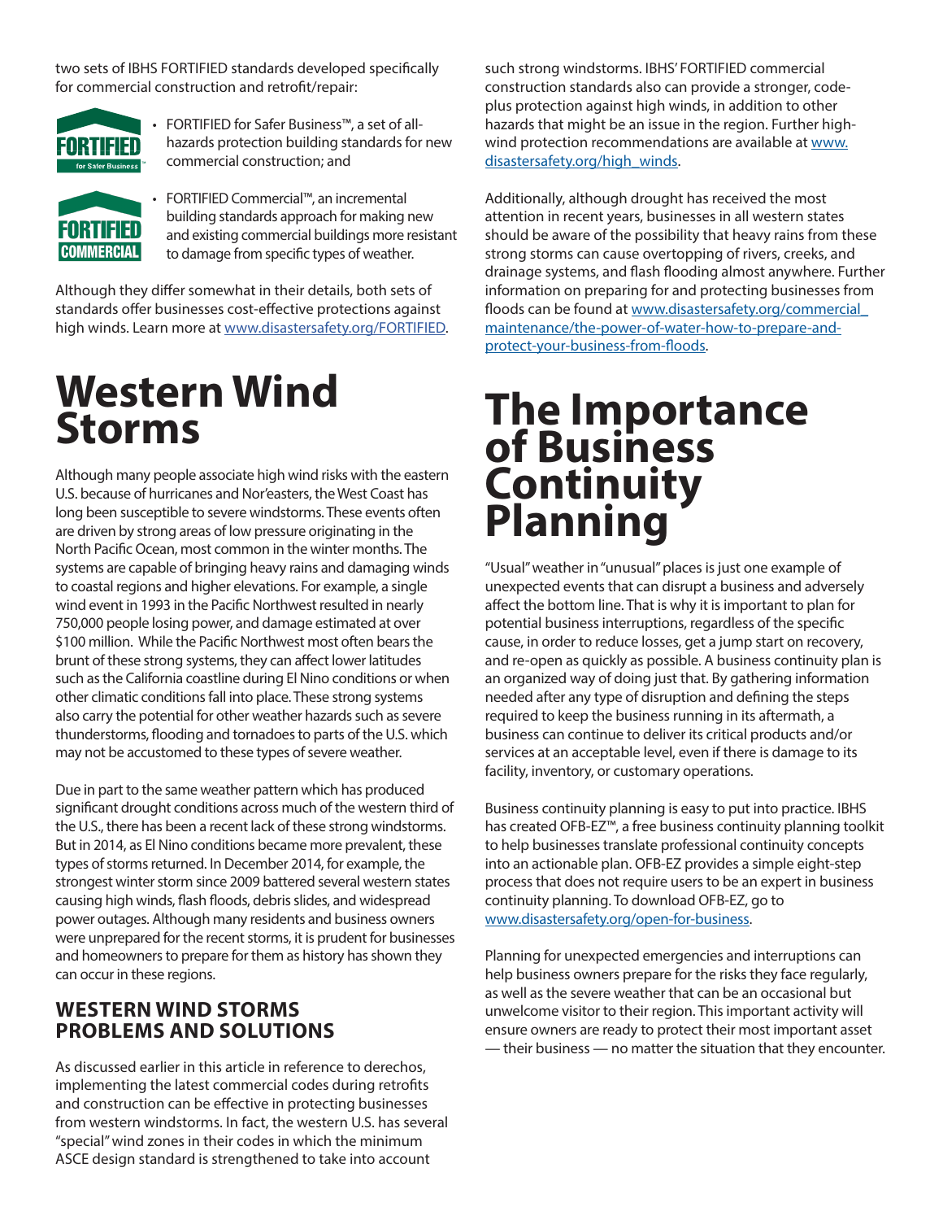two sets of IBHS FORTIFIED standards developed specifically for commercial construction and retrofit/repair:

- FORTIFIED for Safer Business™, a set of all-hazards protection building standards for new commercial construction; and
- FORTIFIED Commercial™, an incremental building standards approach for making new and existing commercial buildings more resistant to damage from specific types of weather.

Although they differ somewhat in their details, both sets of standards offer businesses cost-effective protections against high winds. Learn more at www.disastersafety.org/FORTIFIED.

# Western Wind Storms

Although many people associate high wind risks with the eastern U.S. because of hurricanes and Nor'easters, the West Coast has long been susceptible to severe windstorms. These events often are driven by strong areas of low pressure originating in the North Pacific Ocean, most common in the winter months. The systems are capable of bringing heavy rains and damaging winds to coastal regions and higher elevations. For example, a single wind event in 1993 in the Pacific Northwest resulted in nearly 750,000 people losing power, and damage estimated at over $100 million. While the Pacific Northwest most often bears the brunt of these strong systems, they can affect lower latitudes such as the California coastline during El Nino conditions or when other climatic conditions fall into place. These strong systems also carry the potential for other weather hazards such as severe thunderstorms, flooding and tornadoes to parts of the U.S. which may not be accustomed to these types of severe weather.

Due in part to the same weather pattern which has produced significant drought conditions across much of the western third of the U.S., there has been a recent lack of these strong windstorms. But in 2014, as El Nino conditions became more prevalent, these types of storms returned. In December 2014, for example, the strongest winter storm since 2009 battered several western states causing high winds, flash floods, debris slides, and widespread power outages. Although many residents and business owners were unprepared for the recent storms, it is prudent for businesses and homeowners to prepare for them as history has shown they can occur in these regions.

## WESTERN WIND STORMS PROBLEMS AND SOLUTIONS

As discussed earlier in this article in reference to derechos, implementing the latest commercial codes during retrofits and construction can be effective in protecting businesses from western windstorms. In fact, the western U.S. has several "special" wind zones in their codes in which the minimum ASCE design standard is strengthened to take into account such strong windstorms. IBHS' FORTIFIED commercial construction standards also can provide a stronger, code-plus protection against high winds, in addition to other hazards that might be an issue in the region. Further high-wind protection recommendations are available at www.disastersafety.org/high_winds.

Additionally, although drought has received the most attention in recent years, businesses in all western states should be aware of the possibility that heavy rains from these strong storms can cause overtopping of rivers, creeks, and drainage systems, and flash flooding almost anywhere. Further information on preparing for and protecting businesses from floods can be found at www.disastersafety.org/commercial_maintenance/the-power-of-water-how-to-prepare-and-protect-your-business-from-floods.

# The Importance of Business Continuity Planning

"Usual" weather in "unusual" places is just one example of unexpected events that can disrupt a business and adversely affect the bottom line. That is why it is important to plan for potential business interruptions, regardless of the specific cause, in order to reduce losses, get a jump start on recovery, and re-open as quickly as possible. A business continuity plan is an organized way of doing just that. By gathering information needed after any type of disruption and defining the steps required to keep the business running in its aftermath, a business can continue to deliver its critical products and/or services at an acceptable level, even if there is damage to its facility, inventory, or customary operations.

Business continuity planning is easy to put into practice. IBHS has created OFB-EZ™, a free business continuity planning toolkit to help businesses translate professional continuity concepts into an actionable plan. OFB-EZ provides a simple eight-step process that does not require users to be an expert in business continuity planning. To download OFB-EZ, go to www.disastersafety.org/open-for-business.

Planning for unexpected emergencies and interruptions can help business owners prepare for the risks they face regularly, as well as the severe weather that can be an occasional but unwelcome visitor to their region. This important activity will ensure owners are ready to protect their most important asset — their business — no matter the situation that they encounter.